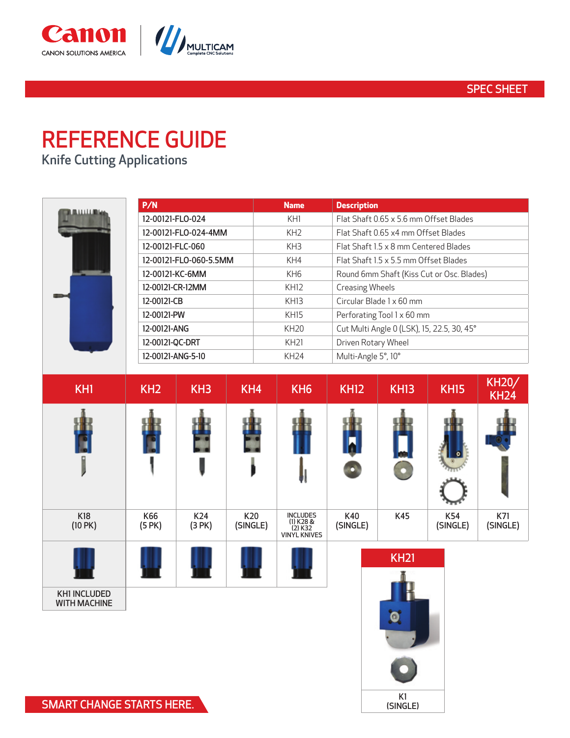SPEC SHEET

# REFERENCE GUIDE

## Knife Cutting Applications

| P/N | Name | Description |
|---|---|---|
| 12-00121-FLO-024 | KH1 | Flat Shaft 0.65 x 5.6 mm Offset Blades |
| 12-00121-FLO-024-4MM | KH2 | Flat Shaft 0.65 x4 mm Offset Blades |
| 12-00121-FLC-060 | KH3 | Flat Shaft 1.5 x 8 mm Centered Blades |
| 12-00121-FLO-060-5.5MM | KH4 | Flat Shaft 1.5 x 5.5 mm Offset Blades |
| 12-00121-KC-6MM | KH6 | Round 6mm Shaft (Kiss Cut or Osc. Blades) |
| 12-00121-CR-12MM | KH12 | Creasing Wheels |
| 12-00121-CB | KH13 | Circular Blade 1 x 60 mm |
| 12-00121-PW | KH15 | Perforating Tool 1 x 60 mm |
| 12-00121-ANG | KH20 | Cut Multi Angle 0 (LSK), 15, 22.5, 30, 45° |
| 12-00121-QC-DRT | KH21 | Driven Rotary Wheel |
| 12-00121-ANG-5-10 | KH24 | Multi-Angle 5°, 10° |

| KH1 | KH2 | KH3 | KH4 | KH6 | KH12 | KH13 | KH15 | KH20/ KH24 |
|---|---|---|---|---|---|---|---|---|
| K18 (10 PK) | K66 (5 PK) | K24 (3 PK) | K20 (SINGLE) | INCLUDES (1) K28 & (2) K32 VINYL KNIVES | K40 (SINGLE) | K45 | K54 (SINGLE) | K71 (SINGLE) |
| KH1 INCLUDED WITH MACHINE | | | | | | | | |

| KH21 |
|---|
| K1 (SINGLE) |

SMART CHANGE STARTS HERE.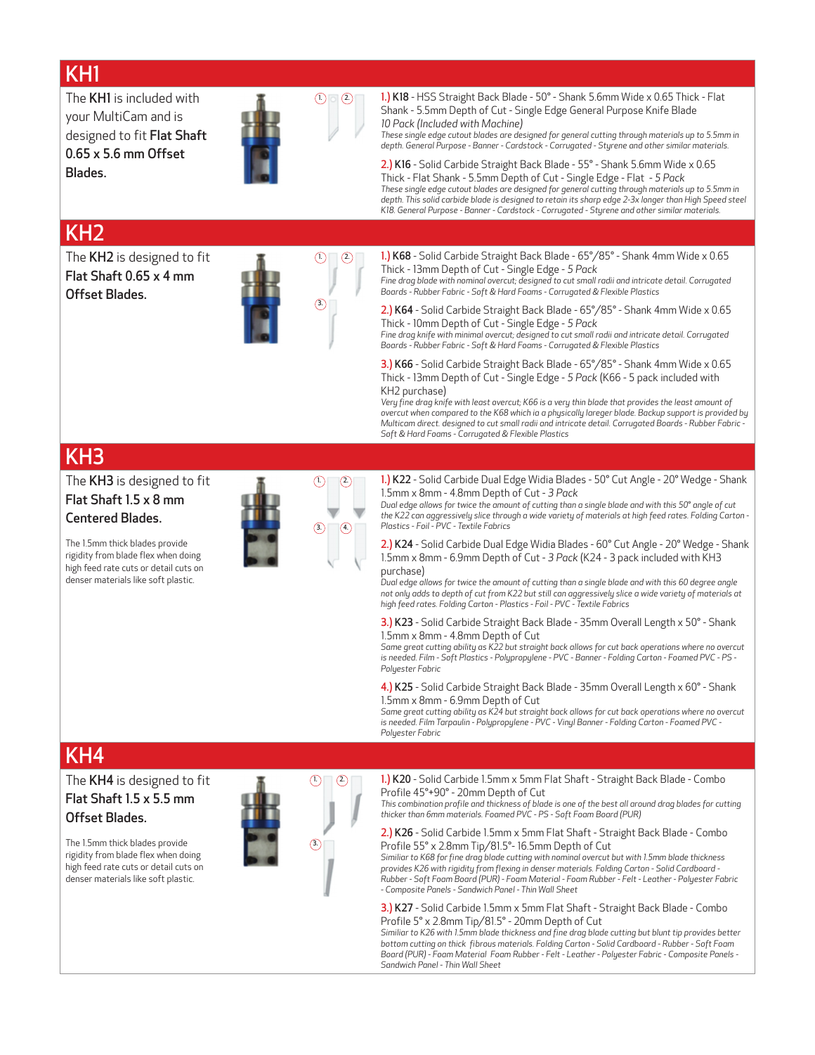## KH1

The **KH1** is included with your MultiCam and is designed to fit **Flat Shaft 0.65 x 5.6 mm Offset Blades.**

1.) **K18** - HSS Straight Back Blade - 50° - Shank 5.6mm Wide x 0.65 Thick - Flat Shank - 5.5mm Depth of Cut - Single Edge General Purpose Knife Blade
*10 Pack (Included with Machine)*
*These single edge cutout blades are designed for general cutting through materials up to 5.5mm in depth. General Purpose - Banner - Cardstock - Corrugated - Styrene and other similar materials.*

2.) **K16** - Solid Carbide Straight Back Blade - 55° - Shank 5.6mm Wide x 0.65 Thick - Flat Shank - 5.5mm Depth of Cut - Single Edge - Flat - *5 Pack*
*These single edge cutout blades are designed for general cutting through materials up to 5.5mm in depth. This solid carbide blade is designed to retain its sharp edge 2-3x longer than High Speed steel K18. General Purpose - Banner - Cardstock - Corrugated - Styrene and other similar materials.*

## KH2

The **KH2** is designed to fit **Flat Shaft 0.65 x 4 mm Offset Blades.**

1.) **K68** - Solid Carbide Straight Back Blade - 65°/85° - Shank 4mm Wide x 0.65 Thick - 13mm Depth of Cut - Single Edge - *5 Pack*
*Fine drag blade with nominal overcut; designed to cut small radii and intricate detail. Corrugated Boards - Rubber Fabric - Soft & Hard Foams - Corrugated & Flexible Plastics*

2.) **K64** - Solid Carbide Straight Back Blade - 65°/85° - Shank 4mm Wide x 0.65 Thick - 10mm Depth of Cut - Single Edge - *5 Pack*
*Fine drag knife with minimal overcut; designed to cut small radii and intricate detail. Corrugated Boards - Rubber Fabric - Soft & Hard Foams - Corrugated & Flexible Plastics*

3.) **K66** - Solid Carbide Straight Back Blade - 65°/85° - Shank 4mm Wide x 0.65 Thick - 13mm Depth of Cut - Single Edge - *5 Pack* (K66 - 5 pack included with KH2 purchase)
*Very fine drag knife with least overcut; K66 is a very thin blade that provides the least amount of overcut when compared to the K68 which ia a physically loreger blade. Backup support is provided by Multicam direct. designed to cut small radii and intricate detail. Corrugated Boards - Rubber Fabric - Soft & Hard Foams - Corrugated & Flexible Plastics*

## KH3

The **KH3** is designed to fit **Flat Shaft 1.5 x 8 mm Centered Blades.**

The 1.5mm thick blades provide rigidity from blade flex when doing high feed rate cuts or detail cuts on denser materials like soft plastic.

1.) **K22** - Solid Carbide Dual Edge Widia Blades - 50° Cut Angle - 20° Wedge - Shank 1.5mm x 8mm - 4.8mm Depth of Cut - *3 Pack*
*Dual edge allows for twice the amount of cutting than a single blade and with this 50° angle of cut the K22 can aggressively slice through a wide variety of materials at high feed rates. Folding Carton - Plastics - Foil - PVC - Textile Fabrics*

2.) **K24** - Solid Carbide Dual Edge Widia Blades - 60° Cut Angle - 20° Wedge - Shank 1.5mm x 8mm - 6.9mm Depth of Cut - *3 Pack* (K24 - 3 pack included with KH3 purchase)
*Dual edge allows for twice the amount of cutting than a single blade and with this 60 degree angle not only adds to depth of cut from K22 but still can aggressively slice a wide variety of materials at high feed rates. Folding Carton - Plastics - Foil - PVC - Textile Fabrics*

3.) **K23** - Solid Carbide Straight Back Blade - 35mm Overall Length x 50° - Shank 1.5mm x 8mm - 4.8mm Depth of Cut
*Same great cutting ability as K22 but straight back allows for cut back operations where no overcut is needed. Film - Soft Plastics - Polypropylene - PVC - Banner - Folding Carton - Foamed PVC - PS - Polyester Fabric*

4.) **K25** - Solid Carbide Straight Back Blade - 35mm Overall Length x 60° - Shank 1.5mm x 8mm - 6.9mm Depth of Cut
*Same great cutting ability as K24 but straight back allows for cut back operations where no overcut is needed. Film Tarpaulin - Polypropylene - PVC - Vinyl Banner - Folding Carton - Foamed PVC - Polyester Fabric*

## KH4

The **KH4** is designed to fit **Flat Shaft 1.5 x 5.5 mm Offset Blades.**

The 1.5mm thick blades provide rigidity from blade flex when doing high feed rate cuts or detail cuts on denser materials like soft plastic.

1.) **K20** - Solid Carbide 1.5mm x 5mm Flat Shaft - Straight Back Blade - Combo Profile 45°+90° - 20mm Depth of Cut
*This combination profile and thickness of blade is one of the best all around drag blades for cutting thicker than 6mm materials. Foamed PVC - PS - Soft Foam Board (PUR)*

2.) **K26** - Solid Carbide 1.5mm x 5mm Flat Shaft - Straight Back Blade - Combo Profile 55° x 2.8mm Tip/81.5°- 16.5mm Depth of Cut
*Similiar to K68 for fine drag blade cutting with nominal overcut but with 1.5mm blade thickness provides K26 with rigidity from flexing in denser materials. Folding Carton - Solid Cardboard - Rubber - Soft Foam Board (PUR) - Foam Material - Foam Rubber - Felt - Leather - Polyester Fabric - Composite Panels - Sandwich Panel - Thin Wall Sheet*

3.) **K27** - Solid Carbide 1.5mm x 5mm Flat Shaft - Straight Back Blade - Combo Profile 5° x 2.8mm Tip/81.5° - 20mm Depth of Cut
*Similiar to K26 with 1.5mm blade thickness and fine drag blade cutting but blunt tip provides better bottom cutting on thick fibrous materials. Folding Carton - Solid Cardboard - Rubber - Soft Foam Board (PUR) - Foam Material Foam Rubber - Felt - Leather - Polyester Fabric - Composite Panels - Sandwich Panel - Thin Wall Sheet*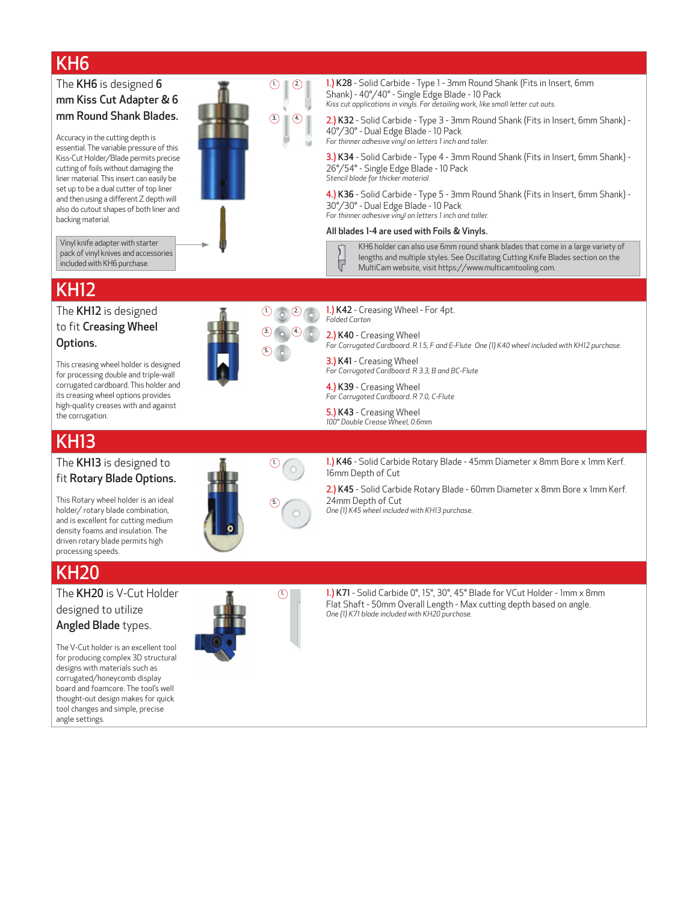## KH6

The **KH6** is designed **6 mm Kiss Cut Adapter & 6 mm Round Shank Blades.**

Accuracy in the cutting depth is essential. The variable pressure of this Kiss-Cut Holder/Blade permits precise cutting of foils without damaging the liner material. This insert can easily be set up to be a dual cutter of top liner and then using a different Z depth will also do cutout shapes of both liner and backing material.

Vinyl knife adapter with starter pack of vinyl knives and accessories included with KH6 purchase.

1.) **K28** - Solid Carbide - Type 1 - 3mm Round Shank (Fits in Insert, 6mm Shank) - 40°/40° - Single Edge Blade - 10 Pack
*Kiss cut applications in vinyls. For detailing work, like small letter cut outs.*

2.) **K32** - Solid Carbide - Type 3 - 3mm Round Shank (Fits in Insert, 6mm Shank) - 40°/30° - Dual Edge Blade - 10 Pack
*For thinner adhesive vinyl on letters 1 inch and taller.*

3.) **K34** - Solid Carbide - Type 4 - 3mm Round Shank (Fits in Insert, 6mm Shank) - 26°/54° - Single Edge Blade - 10 Pack
*Stencil blade for thicker material.*

4.) **K36** - Solid Carbide - Type 5 - 3mm Round Shank (Fits in Insert, 6mm Shank) - 30°/30° - Dual Edge Blade - 10 Pack
*For thinner adhesive vinyl on letters 1 inch and taller.*

**All blades 1-4 are used with Foils & Vinyls.**

KH6 holder can also use 6mm round shank blades that come in a large variety of lengths and multiple styles. See Oscillating Cutting Knife Blades section on the MultiCam website, visit https://www.multicamtooling.com.

## KH12

The **KH12** is designed to fit **Creasing Wheel Options.**

This creasing wheel holder is designed for processing double and triple-wall corrugated cardboard. This holder and its creasing wheel options provides high-quality creases with and against the corrugation.

1.) **K42** - Creasing Wheel - For 4pt.
*Folded Carton*

2.) **K40** - Creasing Wheel
*For Corrugated Cardboard. R 1.5, F and E-Flute One (1) K40 wheel included with KH12 purchase.*

3.) **K41** - Creasing Wheel
*For Corrugated Cardboard. R 3.3, B and BC-Flute*

4.) **K39** - Creasing Wheel
*For Corrugated Cardboard. R 7.0, C-Flute*

5.) **K43** - Creasing Wheel
*100° Double Crease Wheel, 0.6mm*

## KH13

The **KH13** is designed to fit **Rotary Blade Options.**

This Rotary wheel holder is an ideal holder/ rotary blade combination, and is excellent for cutting medium density foams and insulation. The driven rotary blade permits high processing speeds.

1.) **K46** - Solid Carbide Rotary Blade - 45mm Diameter x 8mm Bore x 1mm Kerf. 16mm Depth of Cut

2.) **K45** - Solid Carbide Rotary Blade - 60mm Diameter x 8mm Bore x 1mm Kerf. 24mm Depth of Cut
*One (1) K45 wheel included with KH13 purchase.*

## KH20

The **KH20** is V-Cut Holder designed to utilize **Angled Blade** types.

The V-Cut holder is an excellent tool for producing complex 3D structural designs with materials such as corrugated/honeycomb display board and foamcore. The tool's well thought-out design makes for quick tool changes and simple, precise angle settings.

1.) **K71** - Solid Carbide 0°, 15°, 30°, 45° Blade for VCut Holder - 1mm x 8mm Flat Shaft - 50mm Overall Length - Max cutting depth based on angle.
*One (1) K71 blade included with KH20 purchase.*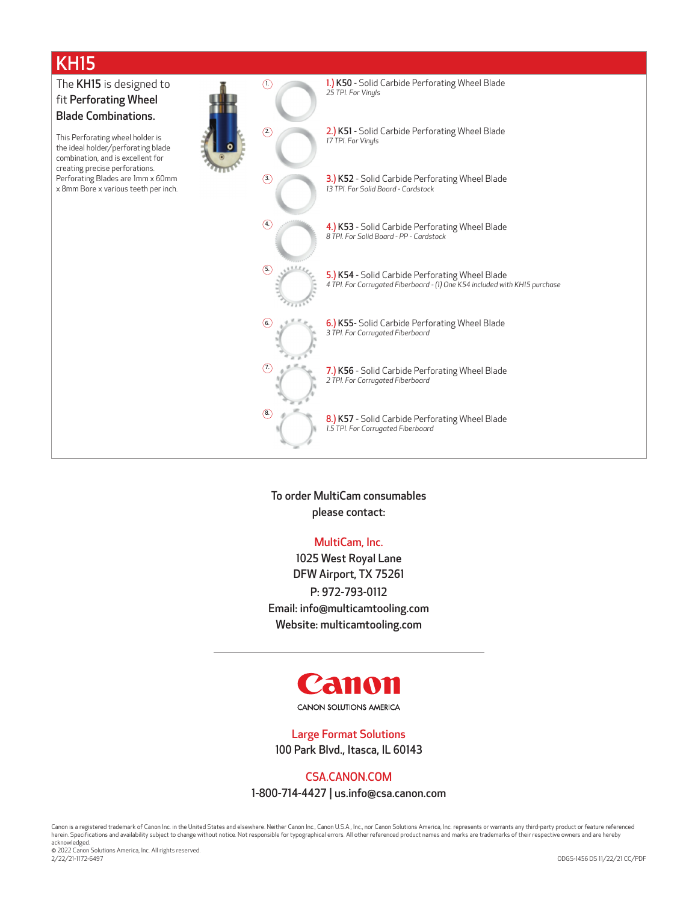## KH15

The **KH15** is designed to fit **Perforating Wheel Blade Combinations.**

This Perforating wheel holder is the ideal holder/perforating blade combination, and is excellent for creating precise perforations. Perforating Blades are 1mm x 60mm x 8mm Bore x various teeth per inch.

1.) **K50** - Solid Carbide Perforating Wheel Blade
*25 TPI. For Vinyls*

2.) **K51** - Solid Carbide Perforating Wheel Blade
*17 TPI. For Vinyls*

3.) **K52** - Solid Carbide Perforating Wheel Blade
*13 TPI. For Solid Board - Cardstock*

4.) **K53** - Solid Carbide Perforating Wheel Blade
*8 TPI. For Solid Board - PP - Cardstock*

5.) **K54** - Solid Carbide Perforating Wheel Blade
*4 TPI. For Corrugated Fiberboard - (1) One K54 included with KH15 purchase*

6.) **K55**- Solid Carbide Perforating Wheel Blade
*3 TPI. For Corrugated Fiberboard*

7.) **K56** - Solid Carbide Perforating Wheel Blade
*2 TPI. For Corrugated Fiberboard*

8.) **K57** - Solid Carbide Perforating Wheel Blade
*1.5 TPI. For Corrugated Fiberboard*

To order MultiCam consumables
please contact:

MultiCam, Inc.
1025 West Royal Lane
DFW Airport, TX 75261
P: 972-793-0112
Email: info@multicamtooling.com
Website: multicamtooling.com

Canon
CANON SOLUTIONS AMERICA

Large Format Solutions
100 Park Blvd., Itasca, IL 60143

CSA.CANON.COM
1-800-714-4427 | us.info@csa.canon.com

Canon is a registered trademark of Canon Inc. in the United States and elsewhere. Neither Canon Inc., Canon U.S.A., Inc., nor Canon Solutions America, Inc. represents or warrants any third-party product or feature referenced herein. Specifications and availability subject to change without notice. Not responsible for typographical errors. All other referenced product names and marks are trademarks of their respective owners and are hereby acknowledged.
© 2022 Canon Solutions America, Inc. All rights reserved.
2/22/21-1172-6497

ODGS-1456 DS 11/22/21 CC/PDF